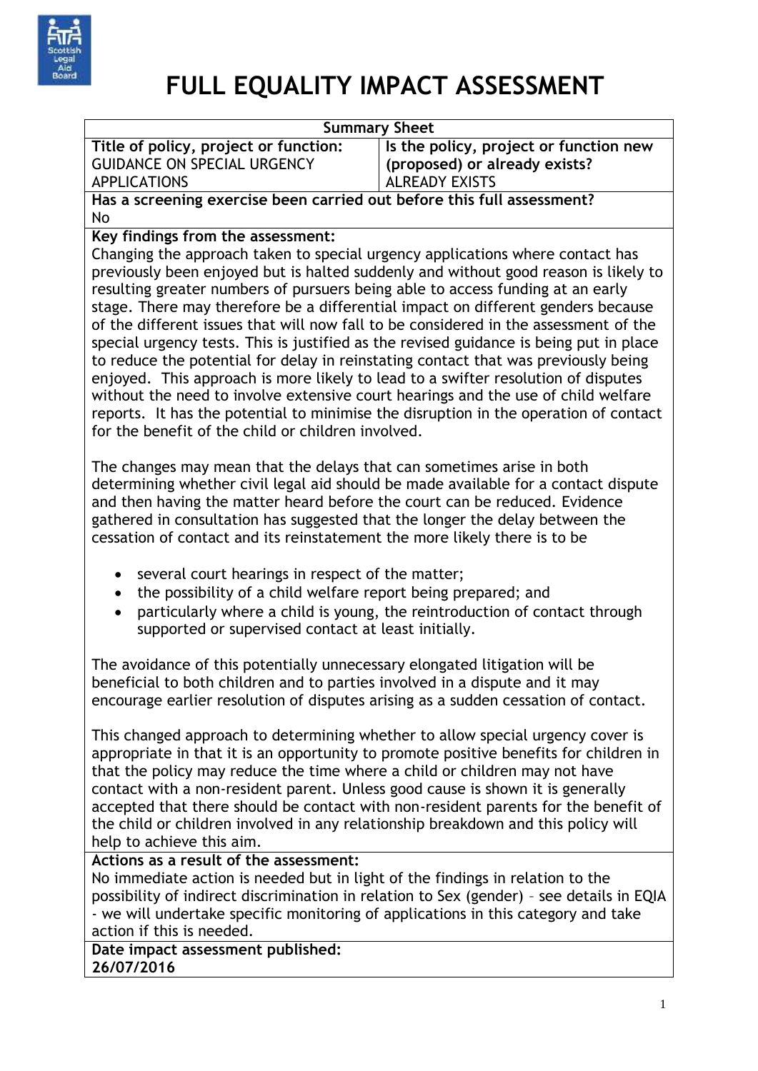# FULL EQUALITY IMPACT ASSESSMENT

| Summary Sheet | |
|---|---|
| **Title of policy, project or function:** GUIDANCE ON SPECIAL URGENCY APPLICATIONS | **Is the policy, project or function new (proposed) or already exists?** ALREADY EXISTS |

**Has a screening exercise been carried out before this full assessment?**
No

**Key findings from the assessment:**

Changing the approach taken to special urgency applications where contact has previously been enjoyed but is halted suddenly and without good reason is likely to resulting greater numbers of pursuers being able to access funding at an early stage. There may therefore be a differential impact on different genders because of the different issues that will now fall to be considered in the assessment of the special urgency tests. This is justified as the revised guidance is being put in place to reduce the potential for delay in reinstating contact that was previously being enjoyed. This approach is more likely to lead to a swifter resolution of disputes without the need to involve extensive court hearings and the use of child welfare reports. It has the potential to minimise the disruption in the operation of contact for the benefit of the child or children involved.

The changes may mean that the delays that can sometimes arise in both determining whether civil legal aid should be made available for a contact dispute and then having the matter heard before the court can be reduced. Evidence gathered in consultation has suggested that the longer the delay between the cessation of contact and its reinstatement the more likely there is to be

- several court hearings in respect of the matter;
- the possibility of a child welfare report being prepared; and
- particularly where a child is young, the reintroduction of contact through supported or supervised contact at least initially.

The avoidance of this potentially unnecessary elongated litigation will be beneficial to both children and to parties involved in a dispute and it may encourage earlier resolution of disputes arising as a sudden cessation of contact.

This changed approach to determining whether to allow special urgency cover is appropriate in that it is an opportunity to promote positive benefits for children in that the policy may reduce the time where a child or children may not have contact with a non-resident parent. Unless good cause is shown it is generally accepted that there should be contact with non-resident parents for the benefit of the child or children involved in any relationship breakdown and this policy will help to achieve this aim.

**Actions as a result of the assessment:**

No immediate action is needed but in light of the findings in relation to the possibility of indirect discrimination in relation to Sex (gender) – see details in EQIA - we will undertake specific monitoring of applications in this category and take action if this is needed.

**Date impact assessment published:**
**26/07/2016**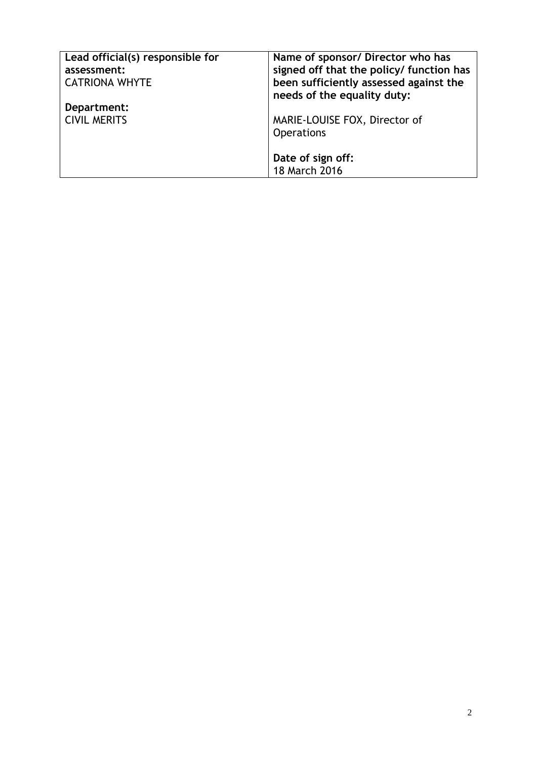| **Lead official(s) responsible for assessment:**<br>CATRIONA WHYTE<br><br>**Department:**<br>CIVIL MERITS | **Name of sponsor/ Director who has signed off that the policy/ function has been sufficiently assessed against the needs of the equality duty:**<br><br>MARIE-LOUISE FOX, Director of Operations<br><br>**Date of sign off:**<br>18 March 2016 |
|---|---|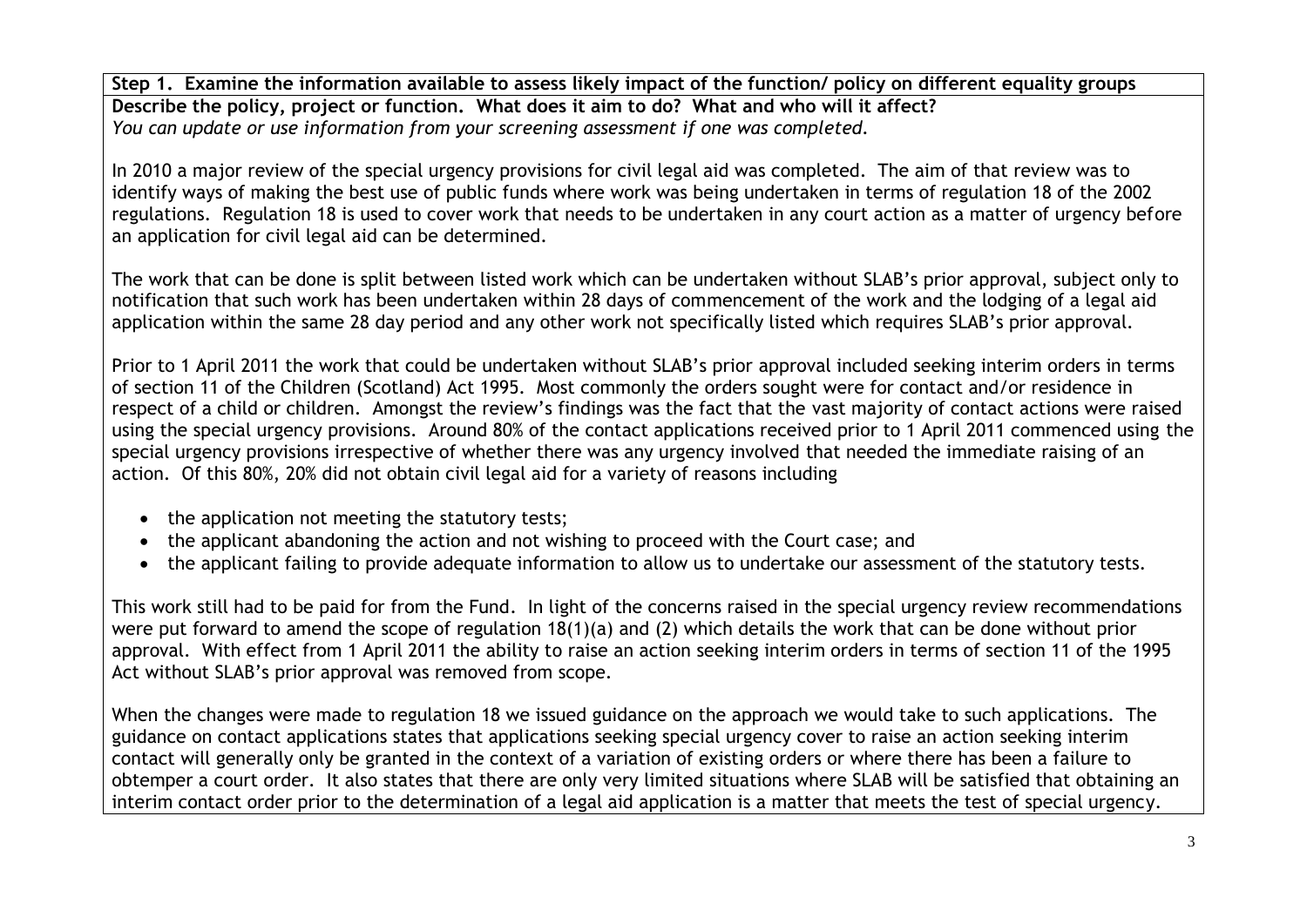**Step 1. Examine the information available to assess likely impact of the function/ policy on different equality groups**

**Describe the policy, project or function. What does it aim to do? What and who will it affect?**

*You can update or use information from your screening assessment if one was completed.*

In 2010 a major review of the special urgency provisions for civil legal aid was completed. The aim of that review was to identify ways of making the best use of public funds where work was being undertaken in terms of regulation 18 of the 2002 regulations. Regulation 18 is used to cover work that needs to be undertaken in any court action as a matter of urgency before an application for civil legal aid can be determined.

The work that can be done is split between listed work which can be undertaken without SLAB's prior approval, subject only to notification that such work has been undertaken within 28 days of commencement of the work and the lodging of a legal aid application within the same 28 day period and any other work not specifically listed which requires SLAB's prior approval.

Prior to 1 April 2011 the work that could be undertaken without SLAB's prior approval included seeking interim orders in terms of section 11 of the Children (Scotland) Act 1995. Most commonly the orders sought were for contact and/or residence in respect of a child or children. Amongst the review's findings was the fact that the vast majority of contact actions were raised using the special urgency provisions. Around 80% of the contact applications received prior to 1 April 2011 commenced using the special urgency provisions irrespective of whether there was any urgency involved that needed the immediate raising of an action. Of this 80%, 20% did not obtain civil legal aid for a variety of reasons including

- the application not meeting the statutory tests;
- the applicant abandoning the action and not wishing to proceed with the Court case; and
- the applicant failing to provide adequate information to allow us to undertake our assessment of the statutory tests.

This work still had to be paid for from the Fund. In light of the concerns raised in the special urgency review recommendations were put forward to amend the scope of regulation 18(1)(a) and (2) which details the work that can be done without prior approval. With effect from 1 April 2011 the ability to raise an action seeking interim orders in terms of section 11 of the 1995 Act without SLAB's prior approval was removed from scope.

When the changes were made to regulation 18 we issued guidance on the approach we would take to such applications. The guidance on contact applications states that applications seeking special urgency cover to raise an action seeking interim contact will generally only be granted in the context of a variation of existing orders or where there has been a failure to obtemper a court order. It also states that there are only very limited situations where SLAB will be satisfied that obtaining an interim contact order prior to the determination of a legal aid application is a matter that meets the test of special urgency.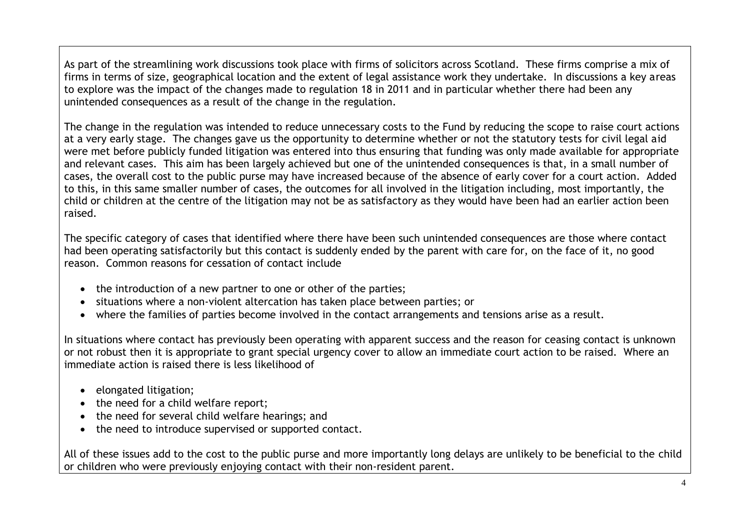As part of the streamlining work discussions took place with firms of solicitors across Scotland. These firms comprise a mix of firms in terms of size, geographical location and the extent of legal assistance work they undertake. In discussions a key areas to explore was the impact of the changes made to regulation 18 in 2011 and in particular whether there had been any unintended consequences as a result of the change in the regulation.

The change in the regulation was intended to reduce unnecessary costs to the Fund by reducing the scope to raise court actions at a very early stage. The changes gave us the opportunity to determine whether or not the statutory tests for civil legal aid were met before publicly funded litigation was entered into thus ensuring that funding was only made available for appropriate and relevant cases. This aim has been largely achieved but one of the unintended consequences is that, in a small number of cases, the overall cost to the public purse may have increased because of the absence of early cover for a court action. Added to this, in this same smaller number of cases, the outcomes for all involved in the litigation including, most importantly, the child or children at the centre of the litigation may not be as satisfactory as they would have been had an earlier action been raised.

The specific category of cases that identified where there have been such unintended consequences are those where contact had been operating satisfactorily but this contact is suddenly ended by the parent with care for, on the face of it, no good reason. Common reasons for cessation of contact include

- the introduction of a new partner to one or other of the parties;
- situations where a non-violent altercation has taken place between parties; or
- where the families of parties become involved in the contact arrangements and tensions arise as a result.

In situations where contact has previously been operating with apparent success and the reason for ceasing contact is unknown or not robust then it is appropriate to grant special urgency cover to allow an immediate court action to be raised. Where an immediate action is raised there is less likelihood of

- elongated litigation;
- the need for a child welfare report;
- the need for several child welfare hearings; and
- the need to introduce supervised or supported contact.

All of these issues add to the cost to the public purse and more importantly long delays are unlikely to be beneficial to the child or children who were previously enjoying contact with their non-resident parent.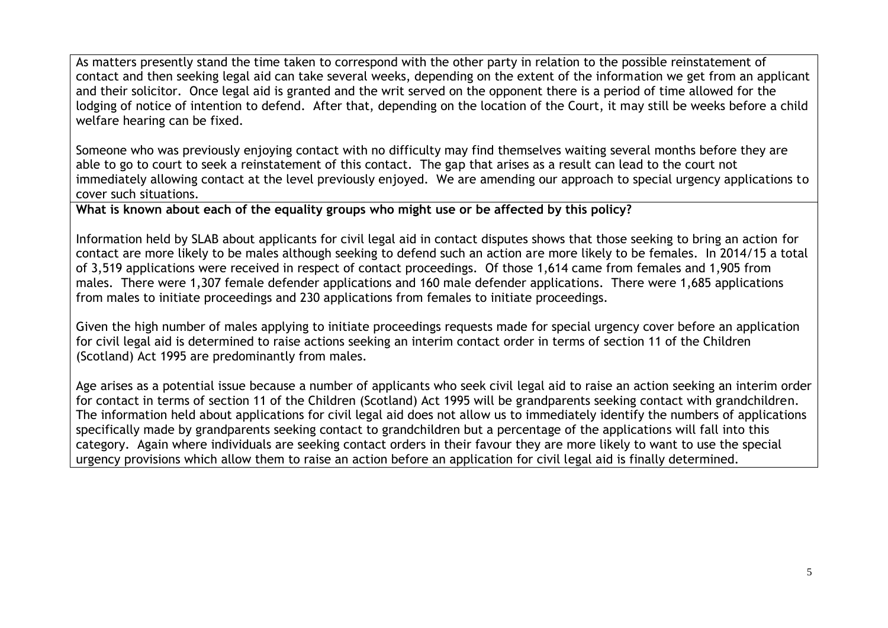As matters presently stand the time taken to correspond with the other party in relation to the possible reinstatement of contact and then seeking legal aid can take several weeks, depending on the extent of the information we get from an applicant and their solicitor. Once legal aid is granted and the writ served on the opponent there is a period of time allowed for the lodging of notice of intention to defend. After that, depending on the location of the Court, it may still be weeks before a child welfare hearing can be fixed.

Someone who was previously enjoying contact with no difficulty may find themselves waiting several months before they are able to go to court to seek a reinstatement of this contact. The gap that arises as a result can lead to the court not immediately allowing contact at the level previously enjoyed. We are amending our approach to special urgency applications to cover such situations.

**What is known about each of the equality groups who might use or be affected by this policy?**

Information held by SLAB about applicants for civil legal aid in contact disputes shows that those seeking to bring an action for contact are more likely to be males although seeking to defend such an action are more likely to be females. In 2014/15 a total of 3,519 applications were received in respect of contact proceedings. Of those 1,614 came from females and 1,905 from males. There were 1,307 female defender applications and 160 male defender applications. There were 1,685 applications from males to initiate proceedings and 230 applications from females to initiate proceedings.

Given the high number of males applying to initiate proceedings requests made for special urgency cover before an application for civil legal aid is determined to raise actions seeking an interim contact order in terms of section 11 of the Children (Scotland) Act 1995 are predominantly from males.

Age arises as a potential issue because a number of applicants who seek civil legal aid to raise an action seeking an interim order for contact in terms of section 11 of the Children (Scotland) Act 1995 will be grandparents seeking contact with grandchildren. The information held about applications for civil legal aid does not allow us to immediately identify the numbers of applications specifically made by grandparents seeking contact to grandchildren but a percentage of the applications will fall into this category. Again where individuals are seeking contact orders in their favour they are more likely to want to use the special urgency provisions which allow them to raise an action before an application for civil legal aid is finally determined.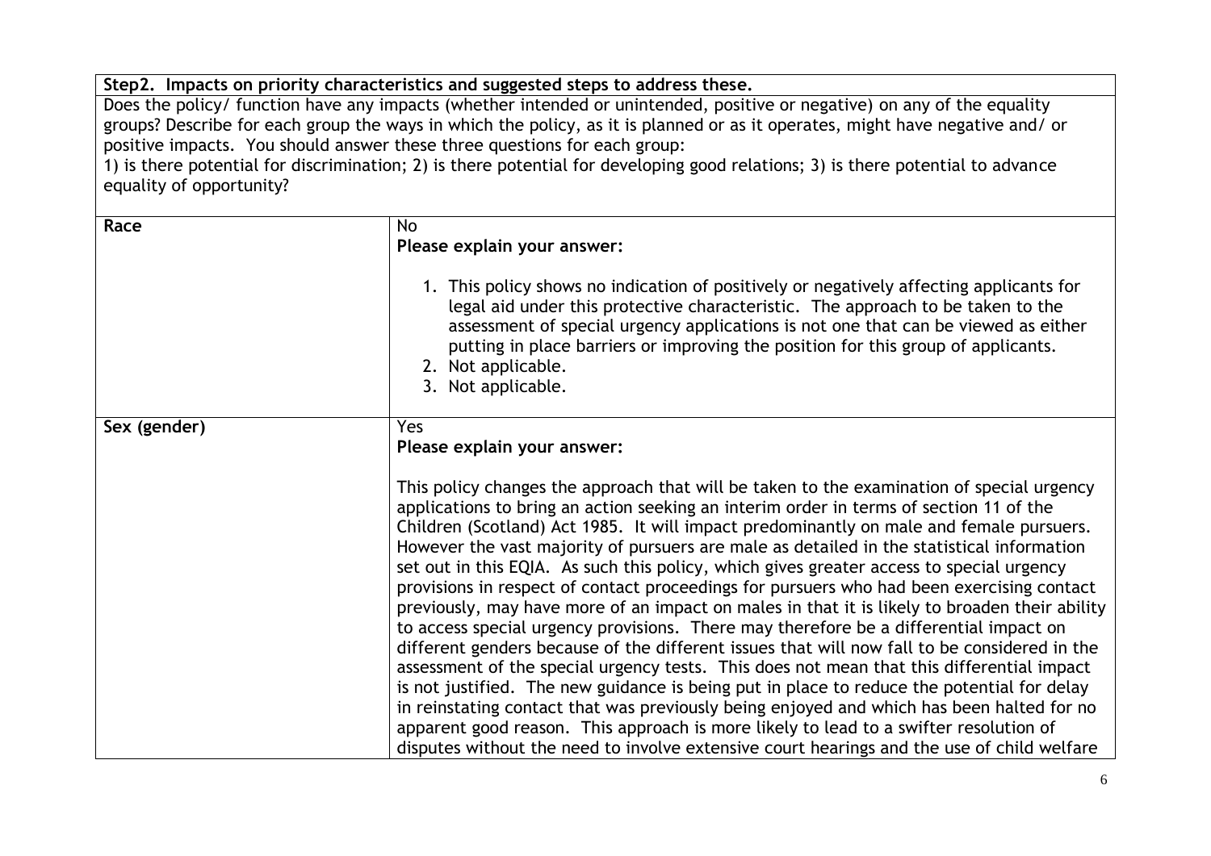| **Step2. Impacts on priority characteristics and suggested steps to address these.** Does the policy/ function have any impacts (whether intended or unintended, positive or negative) on any of the equality groups? Describe for each group the ways in which the policy, as it is planned or as it operates, might have negative and/ or positive impacts. You should answer these three questions for each group: 1) is there potential for discrimination; 2) is there potential for developing good relations; 3) is there potential to advance equality of opportunity? | |
|---|---|
| **Race** | No<br>**Please explain your answer:**<br>1. This policy shows no indication of positively or negatively affecting applicants for legal aid under this protective characteristic. The approach to be taken to the assessment of special urgency applications is not one that can be viewed as either putting in place barriers or improving the position for this group of applicants.<br>2. Not applicable.<br>3. Not applicable. |
| **Sex (gender)** | Yes<br>**Please explain your answer:**<br>This policy changes the approach that will be taken to the examination of special urgency applications to bring an action seeking an interim order in terms of section 11 of the Children (Scotland) Act 1985. It will impact predominantly on male and female pursuers. However the vast majority of pursuers are male as detailed in the statistical information set out in this EQIA. As such this policy, which gives greater access to special urgency provisions in respect of contact proceedings for pursuers who had been exercising contact previously, may have more of an impact on males in that it is likely to broaden their ability to access special urgency provisions. There may therefore be a differential impact on different genders because of the different issues that will now fall to be considered in the assessment of the special urgency tests. This does not mean that this differential impact is not justified. The new guidance is being put in place to reduce the potential for delay in reinstating contact that was previously being enjoyed and which has been halted for no apparent good reason. This approach is more likely to lead to a swifter resolution of disputes without the need to involve extensive court hearings and the use of child welfare |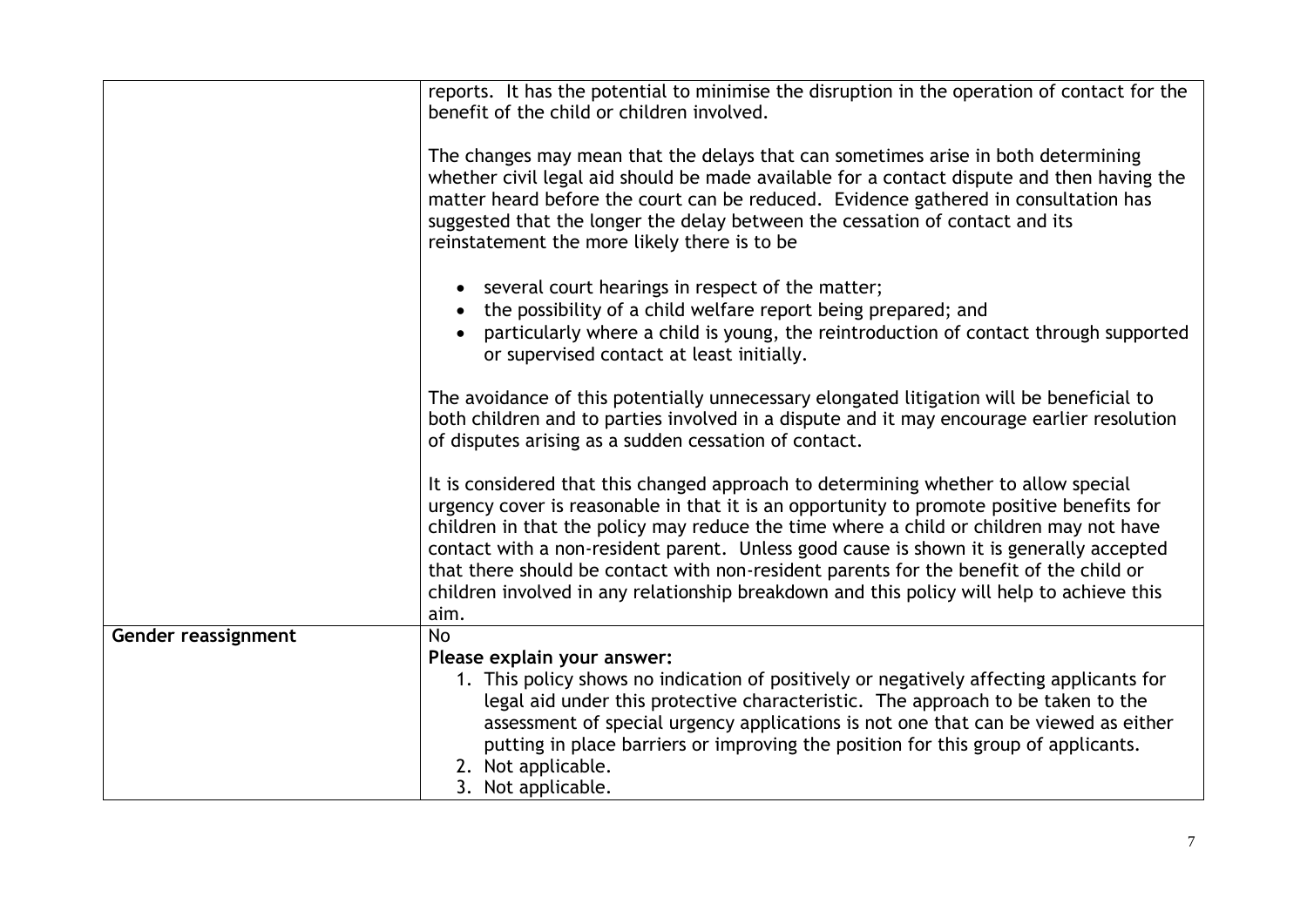| | |
|---|---|
| | reports. It has the potential to minimise the disruption in the operation of contact for the benefit of the child or children involved.<br><br>The changes may mean that the delays that can sometimes arise in both determining whether civil legal aid should be made available for a contact dispute and then having the matter heard before the court can be reduced. Evidence gathered in consultation has suggested that the longer the delay between the cessation of contact and its reinstatement the more likely there is to be<br><br>• several court hearings in respect of the matter;<br>• the possibility of a child welfare report being prepared; and<br>• particularly where a child is young, the reintroduction of contact through supported or supervised contact at least initially.<br><br>The avoidance of this potentially unnecessary elongated litigation will be beneficial to both children and to parties involved in a dispute and it may encourage earlier resolution of disputes arising as a sudden cessation of contact.<br><br>It is considered that this changed approach to determining whether to allow special urgency cover is reasonable in that it is an opportunity to promote positive benefits for children in that the policy may reduce the time where a child or children may not have contact with a non-resident parent. Unless good cause is shown it is generally accepted that there should be contact with non-resident parents for the benefit of the child or children involved in any relationship breakdown and this policy will help to achieve this aim. |
| **Gender reassignment** | No<br>**Please explain your answer:**<br>1. This policy shows no indication of positively or negatively affecting applicants for legal aid under this protective characteristic. The approach to be taken to the assessment of special urgency applications is not one that can be viewed as either putting in place barriers or improving the position for this group of applicants.<br>2. Not applicable.<br>3. Not applicable. |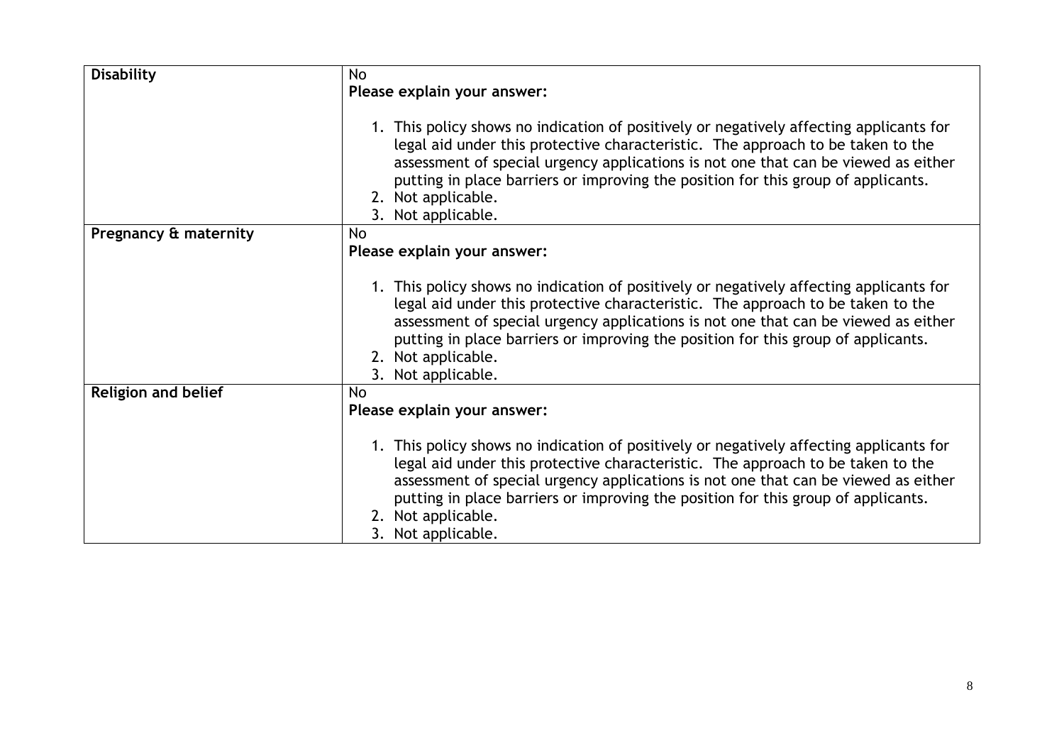| | |
|---|---|
| **Disability** | No<br>**Please explain your answer:**<br><br>1. This policy shows no indication of positively or negatively affecting applicants for legal aid under this protective characteristic. The approach to be taken to the assessment of special urgency applications is not one that can be viewed as either putting in place barriers or improving the position for this group of applicants.<br>2. Not applicable.<br>3. Not applicable. |
| **Pregnancy & maternity** | No<br>**Please explain your answer:**<br><br>1. This policy shows no indication of positively or negatively affecting applicants for legal aid under this protective characteristic. The approach to be taken to the assessment of special urgency applications is not one that can be viewed as either putting in place barriers or improving the position for this group of applicants.<br>2. Not applicable.<br>3. Not applicable. |
| **Religion and belief** | No<br>**Please explain your answer:**<br><br>1. This policy shows no indication of positively or negatively affecting applicants for legal aid under this protective characteristic. The approach to be taken to the assessment of special urgency applications is not one that can be viewed as either putting in place barriers or improving the position for this group of applicants.<br>2. Not applicable.<br>3. Not applicable. |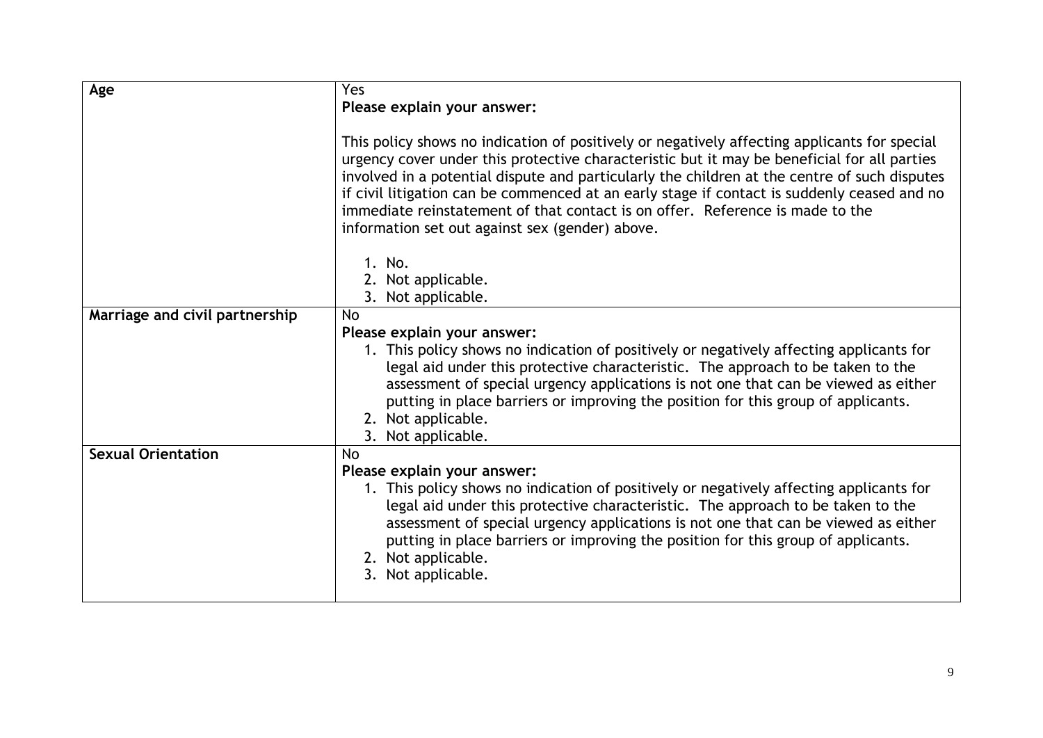| | |
|---|---|
| **Age** | Yes<br>**Please explain your answer:**<br><br>This policy shows no indication of positively or negatively affecting applicants for special urgency cover under this protective characteristic but it may be beneficial for all parties involved in a potential dispute and particularly the children at the centre of such disputes if civil litigation can be commenced at an early stage if contact is suddenly ceased and no immediate reinstatement of that contact is on offer. Reference is made to the information set out against sex (gender) above.<br><br>1. No.<br>2. Not applicable.<br>3. Not applicable. |
| **Marriage and civil partnership** | No<br>**Please explain your answer:**<br>1. This policy shows no indication of positively or negatively affecting applicants for legal aid under this protective characteristic. The approach to be taken to the assessment of special urgency applications is not one that can be viewed as either putting in place barriers or improving the position for this group of applicants.<br>2. Not applicable.<br>3. Not applicable. |
| **Sexual Orientation** | No<br>**Please explain your answer:**<br>1. This policy shows no indication of positively or negatively affecting applicants for legal aid under this protective characteristic. The approach to be taken to the assessment of special urgency applications is not one that can be viewed as either putting in place barriers or improving the position for this group of applicants.<br>2. Not applicable.<br>3. Not applicable. |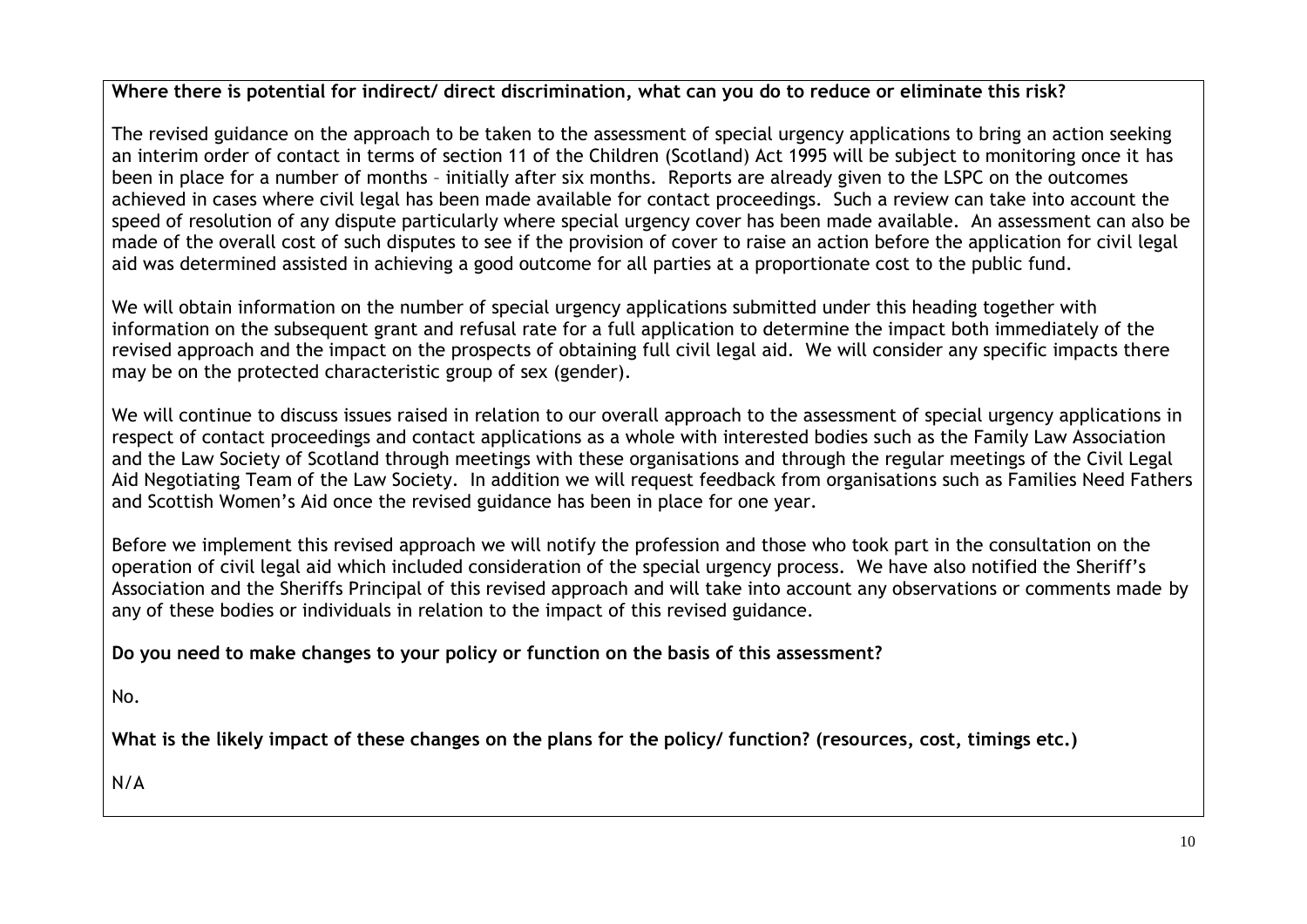**Where there is potential for indirect/ direct discrimination, what can you do to reduce or eliminate this risk?**

The revised guidance on the approach to be taken to the assessment of special urgency applications to bring an action seeking an interim order of contact in terms of section 11 of the Children (Scotland) Act 1995 will be subject to monitoring once it has been in place for a number of months – initially after six months. Reports are already given to the LSPC on the outcomes achieved in cases where civil legal has been made available for contact proceedings. Such a review can take into account the speed of resolution of any dispute particularly where special urgency cover has been made available. An assessment can also be made of the overall cost of such disputes to see if the provision of cover to raise an action before the application for civil legal aid was determined assisted in achieving a good outcome for all parties at a proportionate cost to the public fund.

We will obtain information on the number of special urgency applications submitted under this heading together with information on the subsequent grant and refusal rate for a full application to determine the impact both immediately of the revised approach and the impact on the prospects of obtaining full civil legal aid. We will consider any specific impacts there may be on the protected characteristic group of sex (gender).

We will continue to discuss issues raised in relation to our overall approach to the assessment of special urgency applications in respect of contact proceedings and contact applications as a whole with interested bodies such as the Family Law Association and the Law Society of Scotland through meetings with these organisations and through the regular meetings of the Civil Legal Aid Negotiating Team of the Law Society. In addition we will request feedback from organisations such as Families Need Fathers and Scottish Women's Aid once the revised guidance has been in place for one year.

Before we implement this revised approach we will notify the profession and those who took part in the consultation on the operation of civil legal aid which included consideration of the special urgency process. We have also notified the Sheriff's Association and the Sheriffs Principal of this revised approach and will take into account any observations or comments made by any of these bodies or individuals in relation to the impact of this revised guidance.

**Do you need to make changes to your policy or function on the basis of this assessment?**

No.

**What is the likely impact of these changes on the plans for the policy/ function? (resources, cost, timings etc.)**

N/A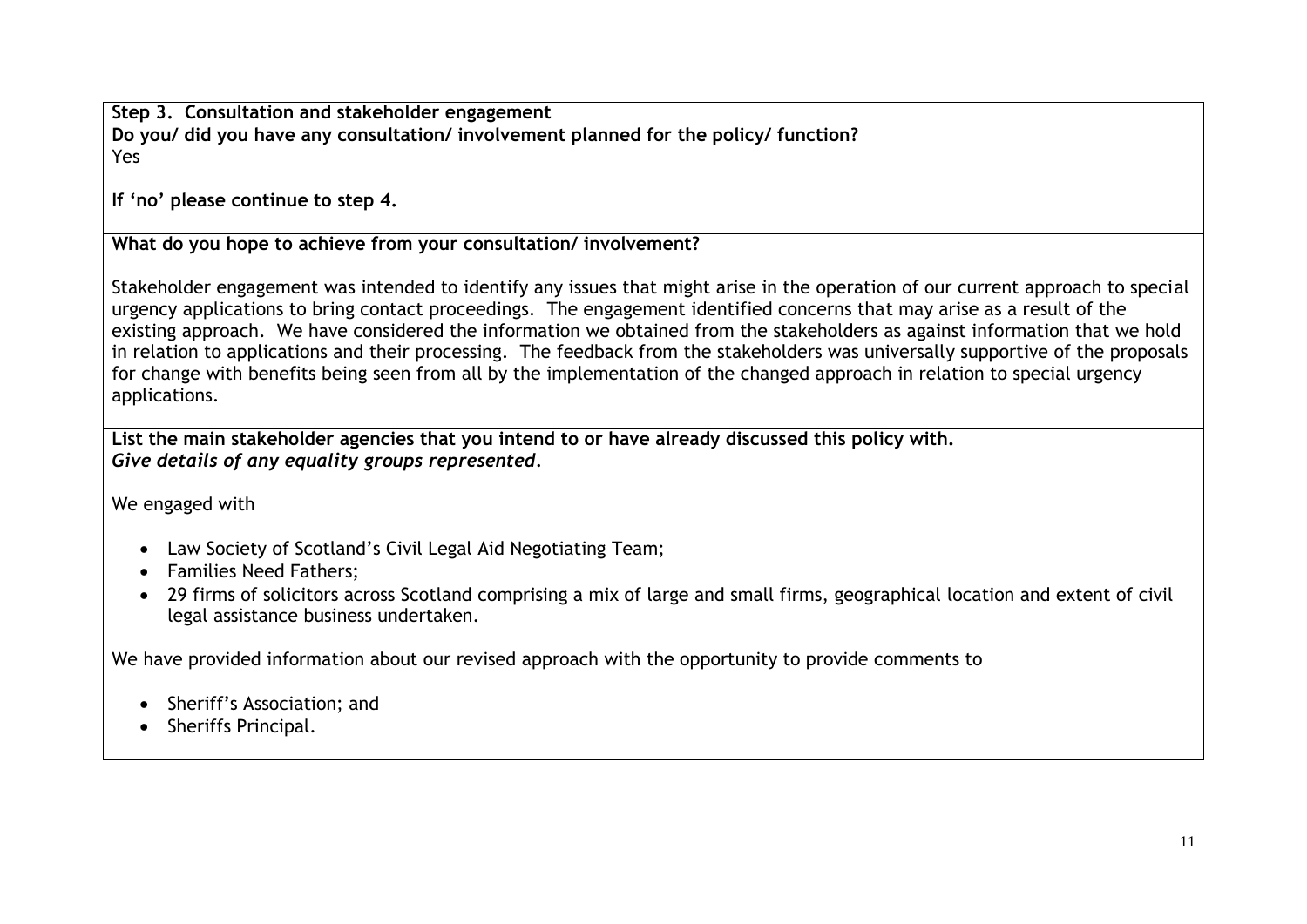**Step 3. Consultation and stakeholder engagement**

**Do you/ did you have any consultation/ involvement planned for the policy/ function?**

Yes

**If 'no' please continue to step 4.**

**What do you hope to achieve from your consultation/ involvement?**

Stakeholder engagement was intended to identify any issues that might arise in the operation of our current approach to special urgency applications to bring contact proceedings. The engagement identified concerns that may arise as a result of the existing approach. We have considered the information we obtained from the stakeholders as against information that we hold in relation to applications and their processing. The feedback from the stakeholders was universally supportive of the proposals for change with benefits being seen from all by the implementation of the changed approach in relation to special urgency applications.

**List the main stakeholder agencies that you intend to or have already discussed this policy with.**
***Give details of any equality groups represented.***

We engaged with

- Law Society of Scotland's Civil Legal Aid Negotiating Team;
- Families Need Fathers;
- 29 firms of solicitors across Scotland comprising a mix of large and small firms, geographical location and extent of civil legal assistance business undertaken.

We have provided information about our revised approach with the opportunity to provide comments to

- Sheriff's Association; and
- Sheriffs Principal.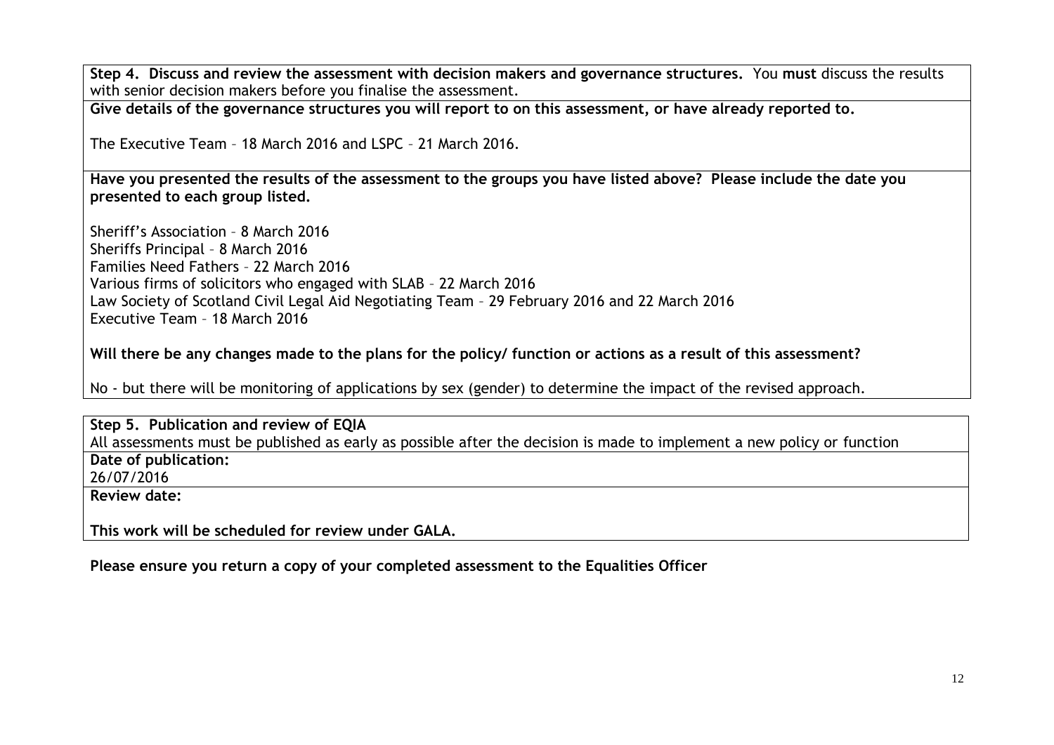**Step 4. Discuss and review the assessment with decision makers and governance structures.** You **must** discuss the results with senior decision makers before you finalise the assessment.

**Give details of the governance structures you will report to on this assessment, or have already reported to.**

The Executive Team – 18 March 2016 and LSPC – 21 March 2016.

**Have you presented the results of the assessment to the groups you have listed above? Please include the date you presented to each group listed.**

Sheriff's Association – 8 March 2016
Sheriffs Principal – 8 March 2016
Families Need Fathers – 22 March 2016
Various firms of solicitors who engaged with SLAB – 22 March 2016
Law Society of Scotland Civil Legal Aid Negotiating Team – 29 February 2016 and 22 March 2016
Executive Team – 18 March 2016

**Will there be any changes made to the plans for the policy/ function or actions as a result of this assessment?**

No - but there will be monitoring of applications by sex (gender) to determine the impact of the revised approach.

**Step 5. Publication and review of EQIA**

All assessments must be published as early as possible after the decision is made to implement a new policy or function

**Date of publication:**

26/07/2016

**Review date:**

**This work will be scheduled for review under GALA.**

**Please ensure you return a copy of your completed assessment to the Equalities Officer**